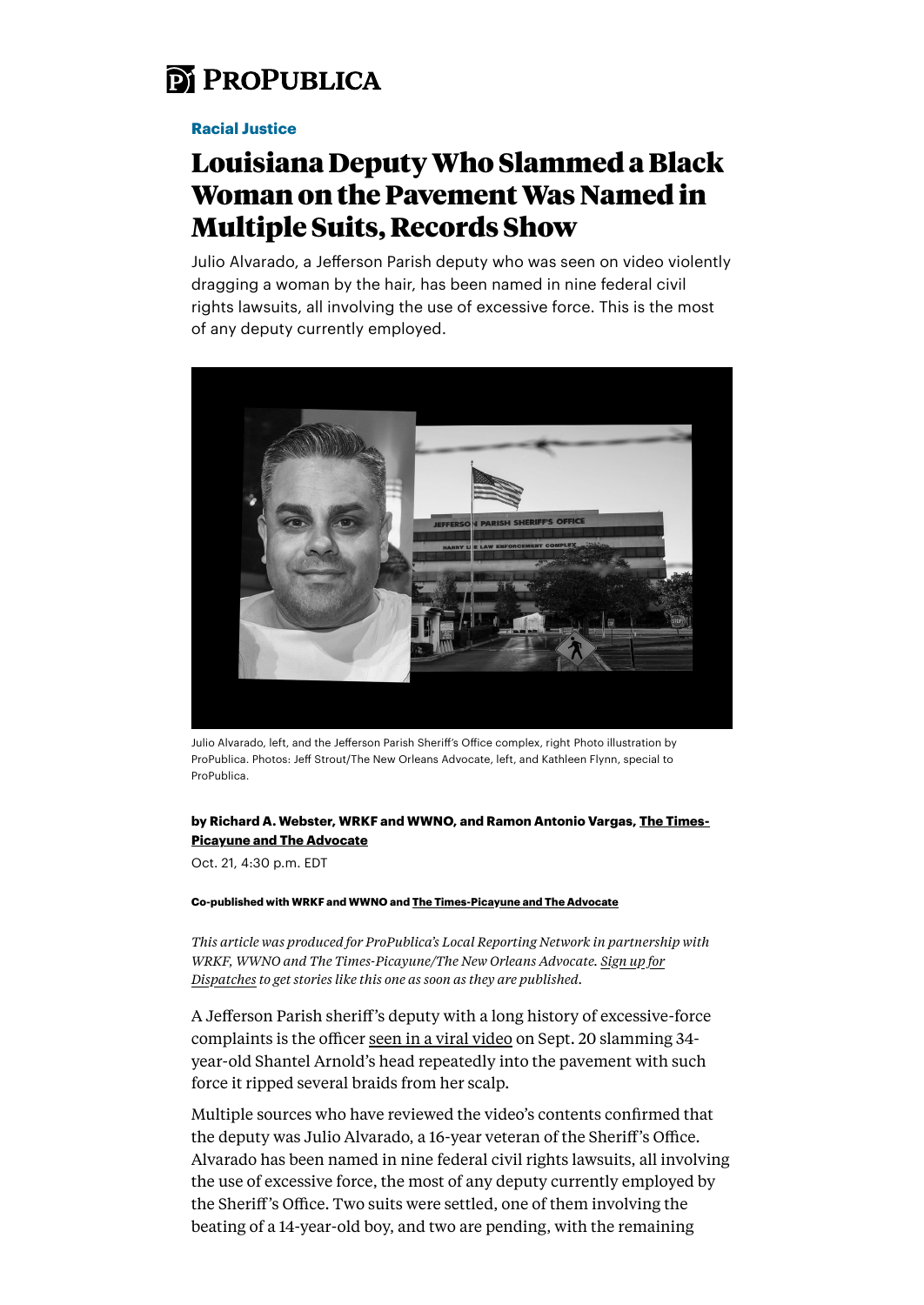**Racial Justice**

# Louisiana Deputy Who Slammed a Black Woman on the Pavement Was Named in Multiple Suits, Records Show

Julio Alvarado, a Jefferson Parish deputy who was seen on video violently dragging a woman by the hair, has been named in nine federal civil rights lawsuits, all involving the use of excessive force. This is the most of any deputy currently employed.

Julio Alvarado, left, and the Jefferson Parish Sheriff's Office complex, right Photo illustration by ProPublica. Photos: Jeff Strout/The New Orleans Advocate, left, and Kathleen Flynn, special to ProPublica.

**by Richard A. Webster, WRKF and WWNO, and Ramon Antonio Vargas, The Times-Picayune and The Advocate**

Oct. 21, 4:30 p.m. EDT

**Co-published with WRKF and WWNO and The Times-Picayune and The Advocate**

*This article was produced for ProPublica's Local Reporting Network in partnership with WRKF, WWNO and The Times-Picayune/The New Orleans Advocate. Sign up for Dispatches to get stories like this one as soon as they are published.*

A Jefferson Parish sheriff's deputy with a long history of excessive-force complaints is the officer seen in a viral video on Sept. 20 slamming 34-year-old Shantel Arnold's head repeatedly into the pavement with such force it ripped several braids from her scalp.

Multiple sources who have reviewed the video's contents confirmed that the deputy was Julio Alvarado, a 16-year veteran of the Sheriff's Office. Alvarado has been named in nine federal civil rights lawsuits, all involving the use of excessive force, the most of any deputy currently employed by the Sheriff's Office. Two suits were settled, one of them involving the beating of a 14-year-old boy, and two are pending, with the remaining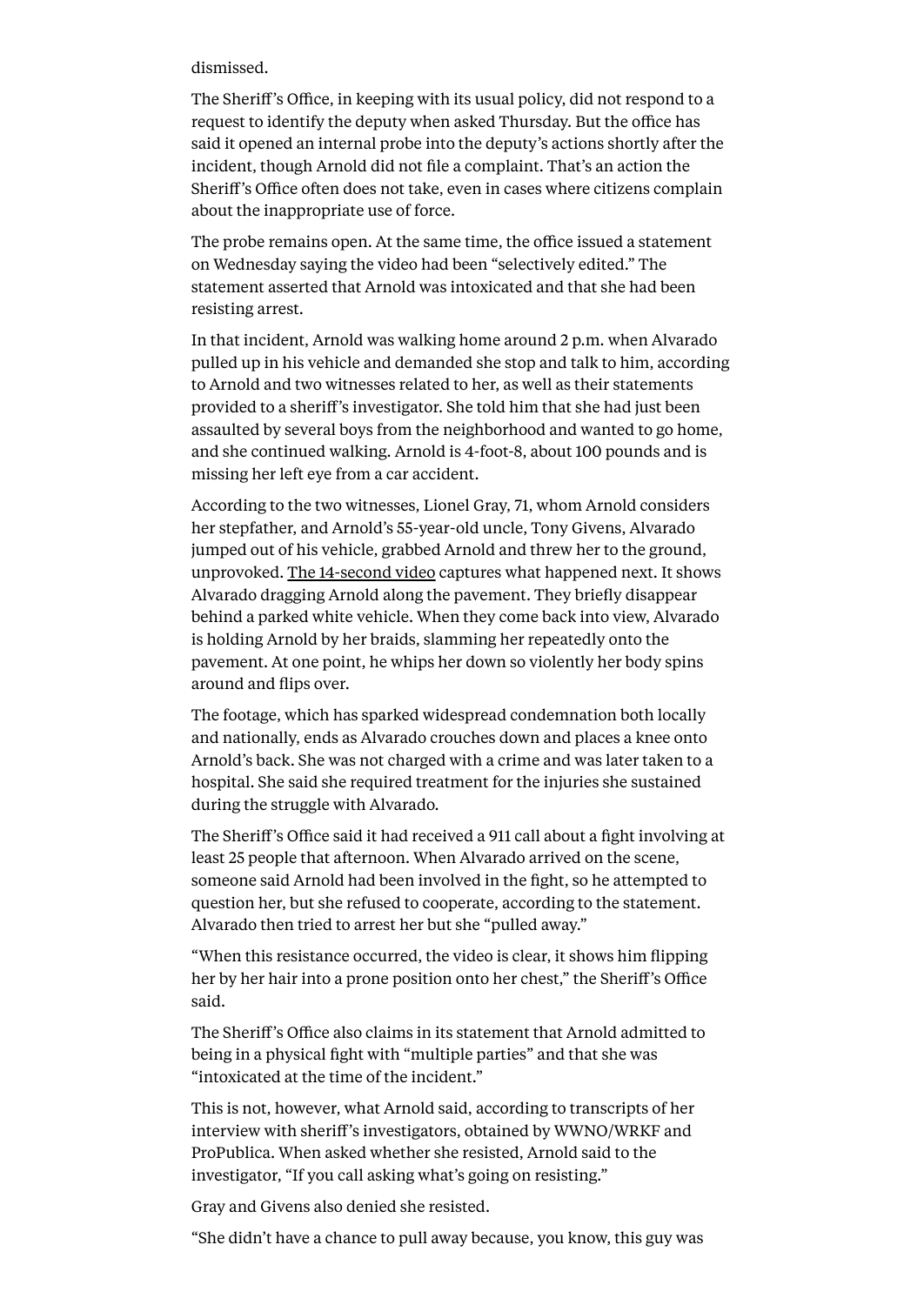dismissed.

The Sheriff's Office, in keeping with its usual policy, did not respond to a request to identify the deputy when asked Thursday. But the office has said it opened an internal probe into the deputy's actions shortly after the incident, though Arnold did not file a complaint. That's an action the Sheriff's Office often does not take, even in cases where citizens complain about the inappropriate use of force.

The probe remains open. At the same time, the office issued a statement on Wednesday saying the video had been "selectively edited." The statement asserted that Arnold was intoxicated and that she had been resisting arrest.

In that incident, Arnold was walking home around 2 p.m. when Alvarado pulled up in his vehicle and demanded she stop and talk to him, according to Arnold and two witnesses related to her, as well as their statements provided to a sheriff's investigator. She told him that she had just been assaulted by several boys from the neighborhood and wanted to go home, and she continued walking. Arnold is 4-foot-8, about 100 pounds and is missing her left eye from a car accident.

According to the two witnesses, Lionel Gray, 71, whom Arnold considers her stepfather, and Arnold's 55-year-old uncle, Tony Givens, Alvarado jumped out of his vehicle, grabbed Arnold and threw her to the ground, unprovoked. The 14-second video captures what happened next. It shows Alvarado dragging Arnold along the pavement. They briefly disappear behind a parked white vehicle. When they come back into view, Alvarado is holding Arnold by her braids, slamming her repeatedly onto the pavement. At one point, he whips her down so violently her body spins around and flips over.

The footage, which has sparked widespread condemnation both locally and nationally, ends as Alvarado crouches down and places a knee onto Arnold's back. She was not charged with a crime and was later taken to a hospital. She said she required treatment for the injuries she sustained during the struggle with Alvarado.

The Sheriff's Office said it had received a 911 call about a fight involving at least 25 people that afternoon. When Alvarado arrived on the scene, someone said Arnold had been involved in the fight, so he attempted to question her, but she refused to cooperate, according to the statement. Alvarado then tried to arrest her but she "pulled away."

"When this resistance occurred, the video is clear, it shows him flipping her by her hair into a prone position onto her chest," the Sheriff's Office said.

The Sheriff's Office also claims in its statement that Arnold admitted to being in a physical fight with "multiple parties" and that she was "intoxicated at the time of the incident."

This is not, however, what Arnold said, according to transcripts of her interview with sheriff's investigators, obtained by WWNO/WRKF and ProPublica. When asked whether she resisted, Arnold said to the investigator, "If you call asking what's going on resisting."

Gray and Givens also denied she resisted.

"She didn't have a chance to pull away because, you know, this guy was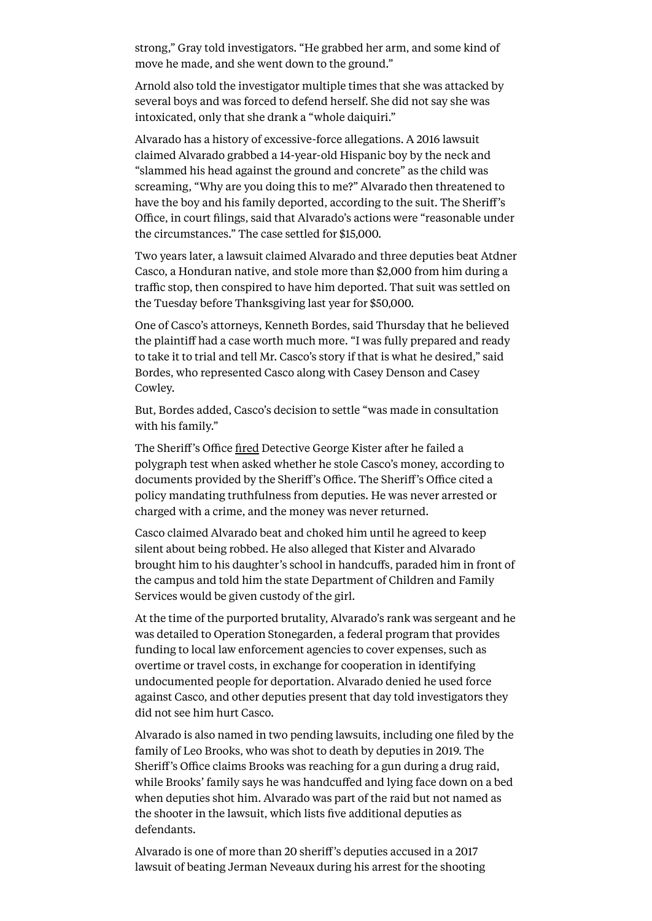strong," Gray told investigators. "He grabbed her arm, and some kind of move he made, and she went down to the ground."

Arnold also told the investigator multiple times that she was attacked by several boys and was forced to defend herself. She did not say she was intoxicated, only that she drank a "whole daiquiri."

Alvarado has a history of excessive-force allegations. A 2016 lawsuit claimed Alvarado grabbed a 14-year-old Hispanic boy by the neck and "slammed his head against the ground and concrete" as the child was screaming, "Why are you doing this to me?" Alvarado then threatened to have the boy and his family deported, according to the suit. The Sheriff's Office, in court filings, said that Alvarado's actions were "reasonable under the circumstances." The case settled for $15,000.

Two years later, a lawsuit claimed Alvarado and three deputies beat Atdner Casco, a Honduran native, and stole more than $2,000 from him during a traffic stop, then conspired to have him deported. That suit was settled on the Tuesday before Thanksgiving last year for $50,000.

One of Casco's attorneys, Kenneth Bordes, said Thursday that he believed the plaintiff had a case worth much more. "I was fully prepared and ready to take it to trial and tell Mr. Casco's story if that is what he desired," said Bordes, who represented Casco along with Casey Denson and Casey Cowley.

But, Bordes added, Casco's decision to settle "was made in consultation with his family."

The Sheriff's Office fired Detective George Kister after he failed a polygraph test when asked whether he stole Casco's money, according to documents provided by the Sheriff's Office. The Sheriff's Office cited a policy mandating truthfulness from deputies. He was never arrested or charged with a crime, and the money was never returned.

Casco claimed Alvarado beat and choked him until he agreed to keep silent about being robbed. He also alleged that Kister and Alvarado brought him to his daughter's school in handcuffs, paraded him in front of the campus and told him the state Department of Children and Family Services would be given custody of the girl.

At the time of the purported brutality, Alvarado's rank was sergeant and he was detailed to Operation Stonegarden, a federal program that provides funding to local law enforcement agencies to cover expenses, such as overtime or travel costs, in exchange for cooperation in identifying undocumented people for deportation. Alvarado denied he used force against Casco, and other deputies present that day told investigators they did not see him hurt Casco.

Alvarado is also named in two pending lawsuits, including one filed by the family of Leo Brooks, who was shot to death by deputies in 2019. The Sheriff's Office claims Brooks was reaching for a gun during a drug raid, while Brooks' family says he was handcuffed and lying face down on a bed when deputies shot him. Alvarado was part of the raid but not named as the shooter in the lawsuit, which lists five additional deputies as defendants.

Alvarado is one of more than 20 sheriff's deputies accused in a 2017 lawsuit of beating Jerman Neveaux during his arrest for the shooting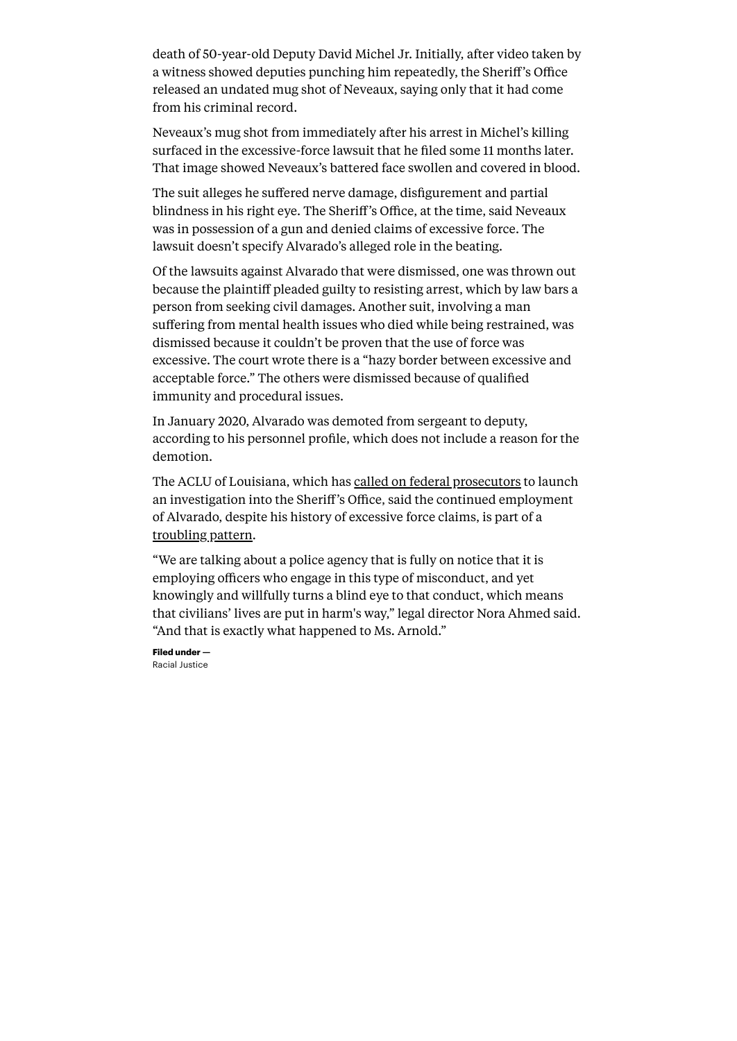death of 50-year-old Deputy David Michel Jr. Initially, after video taken by a witness showed deputies punching him repeatedly, the Sheriff's Office released an undated mug shot of Neveaux, saying only that it had come from his criminal record.

Neveaux's mug shot from immediately after his arrest in Michel's killing surfaced in the excessive-force lawsuit that he filed some 11 months later. That image showed Neveaux's battered face swollen and covered in blood.

The suit alleges he suffered nerve damage, disfigurement and partial blindness in his right eye. The Sheriff's Office, at the time, said Neveaux was in possession of a gun and denied claims of excessive force. The lawsuit doesn't specify Alvarado's alleged role in the beating.

Of the lawsuits against Alvarado that were dismissed, one was thrown out because the plaintiff pleaded guilty to resisting arrest, which by law bars a person from seeking civil damages. Another suit, involving a man suffering from mental health issues who died while being restrained, was dismissed because it couldn't be proven that the use of force was excessive. The court wrote there is a "hazy border between excessive and acceptable force." The others were dismissed because of qualified immunity and procedural issues.

In January 2020, Alvarado was demoted from sergeant to deputy, according to his personnel profile, which does not include a reason for the demotion.

The ACLU of Louisiana, which has called on federal prosecutors to launch an investigation into the Sheriff's Office, said the continued employment of Alvarado, despite his history of excessive force claims, is part of a troubling pattern.

"We are talking about a police agency that is fully on notice that it is employing officers who engage in this type of misconduct, and yet knowingly and willfully turns a blind eye to that conduct, which means that civilians' lives are put in harm's way," legal director Nora Ahmed said. "And that is exactly what happened to Ms. Arnold."

**Filed under —**
Racial Justice